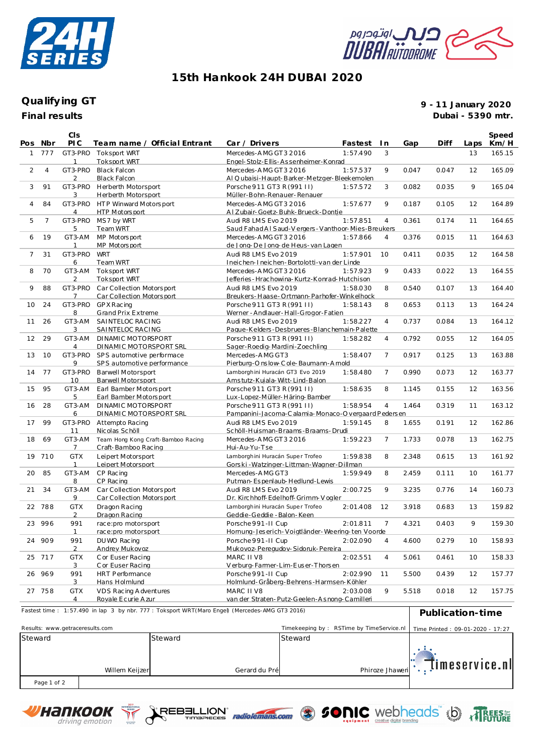# 15th Hankook 24H DUBAI 2020

## Qualifying GT

**Final results**

**9 - 11 January 2020**
**Dubai - 5390 mtr.**

| Pos | Nbr | Cls PIC | Team name / Official Entrant | Car / Drivers | Fastest | In | Gap | Diff | Laps | Speed Km/H |
|---|---|---|---|---|---|---|---|---|---|---|
| 1 | 777 | GT3-PRO 1 | Toksport WRT / Toksport WRT | Mercedes-AMG GT3 2016 / Engel-Stolz-Ellis-Assenheimer-Konrad | 1:57.490 | 3 | | | 13 | 165.15 |
| 2 | 4 | GT3-PRO 2 | Black Falcon / Black Falcon | Mercedes-AMG GT3 2016 / Al Qubaisi-Haupt-Barker-Metzger-Bleekemolen | 1:57.537 | 9 | 0.047 | 0.047 | 12 | 165.09 |
| 3 | 91 | GT3-PRO 3 | Herberth Motorsport / Herberth Motorsport | Porsche 911 GT3 R (991 II) / Müller-Bohn-Renauer-Renauer | 1:57.572 | 3 | 0.082 | 0.035 | 9 | 165.04 |
| 4 | 84 | GT3-PRO 4 | HTP Winward Motorsport / HTP Motorsport | Mercedes-AMG GT3 2016 / Al Zubair-Goetz-Buhk-Brueck-Dontje | 1:57.677 | 9 | 0.187 | 0.105 | 12 | 164.89 |
| 5 | 7 | GT3-PRO 5 | MS7 by WRT / Team WRT | Audi R8 LMS Evo 2019 / Saud Fahad Al Saud-Vergers-Vanthoor-Mies-Breukers | 1:57.851 | 4 | 0.361 | 0.174 | 11 | 164.65 |
| 6 | 19 | GT3-AM 1 | MP Motorsport / MP Motorsport | Mercedes-AMG GT3 2016 / de Jong-De Jong-de Heus-van Lagen | 1:57.866 | 4 | 0.376 | 0.015 | 11 | 164.63 |
| 7 | 31 | GT3-PRO 6 | WRT / Team WRT | Audi R8 LMS Evo 2019 / Ineichen-Ineichen-Bortolotti-van der Linde | 1:57.901 | 10 | 0.411 | 0.035 | 12 | 164.58 |
| 8 | 70 | GT3-AM 2 | Toksport WRT / Toksport WRT | Mercedes-AMG GT3 2016 / Jefferies-Hrachowina-Kurtz-Konrad-Hutchison | 1:57.923 | 9 | 0.433 | 0.022 | 13 | 164.55 |
| 9 | 88 | GT3-PRO 7 | Car Collection Motorsport / Car Collection Motorsport | Audi R8 LMS Evo 2019 / Breukers-Haase-Ortmann-Parhofer-Winkelhock | 1:58.030 | 8 | 0.540 | 0.107 | 13 | 164.40 |
| 10 | 24 | GT3-PRO 8 | GPX Racing / Grand Prix Extreme | Porsche 911 GT3 R (991 II) / Werner-Andlauer-Hall-Grogor-Fatien | 1:58.143 | 8 | 0.653 | 0.113 | 13 | 164.24 |
| 11 | 26 | GT3-AM 3 | SAINTELOC RACING / SAINTELOC RACING | Audi R8 LMS Evo 2019 / Paque-Kelders-Desbrueres-Blanchemain-Palette | 1:58.227 | 4 | 0.737 | 0.084 | 13 | 164.12 |
| 12 | 29 | GT3-AM 4 | DINAMIC MOTORSPORT / DINAMIC MOTORSPORT SRL | Porsche 911 GT3 R (991 II) / Sager-Roedig-Mardini-Zoechling | 1:58.282 | 4 | 0.792 | 0.055 | 12 | 164.05 |
| 13 | 10 | GT3-PRO 9 | SPS automotive performance / SPS automotive performance | Mercedes-AMG GT3 / Pierburg-Onslow-Cole-Baumann-Arnold | 1:58.407 | 7 | 0.917 | 0.125 | 13 | 163.88 |
| 14 | 77 | GT3-PRO 10 | Barwell Motorsport / Barwell Motorsport | Lamborghini Huracán GT3 Evo 2019 / Amstutz-Kujala-Witt-Lind-Balon | 1:58.480 | 7 | 0.990 | 0.073 | 12 | 163.77 |
| 15 | 95 | GT3-AM 5 | Earl Bamber Motorsport / Earl Bamber Motorsport | Porsche 911 GT3 R (991 II) / Lux-Lopez-Müller-Häring-Bamber | 1:58.635 | 8 | 1.145 | 0.155 | 12 | 163.56 |
| 16 | 28 | GT3-AM 6 | DINAMIC MOTORSPORT / DINAMIC MOTORSPORT SRL | Porsche 911 GT3 R (991 II) / Pampanini-Jacoma-Calamia-Monaco-Overgaard Pedersen | 1:58.954 | 4 | 1.464 | 0.319 | 11 | 163.12 |
| 17 | 99 | GT3-PRO 11 | Attempto Racing / Nicolas Schöll | Audi R8 LMS Evo 2019 / Schöll-Huisman-Braams-Braams-Drudi | 1:59.145 | 8 | 1.655 | 0.191 | 12 | 162.86 |
| 18 | 69 | GT3-AM 7 | Team Hong Kong Craft-Bamboo Racing / Craft-Bamboo Racing | Mercedes-AMG GT3 2016 / Hui-Au-Yu-Tse | 1:59.223 | 7 | 1.733 | 0.078 | 13 | 162.75 |
| 19 | 710 | GTX 1 | Leipert Motorsport / Leipert Motorsport | Lamborghini Huracán Super Trofeo / Gorski-Watzinger-Littman-Wagner-Dillman | 1:59.838 | 8 | 2.348 | 0.615 | 13 | 161.92 |
| 20 | 85 | GT3-AM 8 | CP Racing / CP Racing | Mercedes-AMG GT3 / Putman-Espenlaub-Hedlund-Lewis | 1:59.949 | 8 | 2.459 | 0.111 | 10 | 161.77 |
| 21 | 34 | GT3-AM 9 | Car Collection Motorsport / Car Collection Motorsport | Audi R8 LMS Evo 2019 / Dr. Kirchhoff-Edelhoff-Grimm-Vogler | 2:00.725 | 9 | 3.235 | 0.776 | 14 | 160.73 |
| 22 | 788 | GTX 2 | Dragon Racing / Dragon Racing | Lamborghini Huracán Super Trofeo / Geddie-Geddie-Balon-Keen | 2:01.408 | 12 | 3.918 | 0.683 | 13 | 159.82 |
| 23 | 996 | 991 1 | race:pro motorsport / race:pro motorsport | Porsche 991-II Cup / Hornung-Jeserich-Voigtländer-Weering-ten Voorde | 2:01.811 | 7 | 4.321 | 0.403 | 9 | 159.30 |
| 24 | 909 | 991 2 | DUWO Racing / Andrey Mukovoz | Porsche 991-II Cup / Mukovoz-Peregudov-Sidoruk-Pereira | 2:02.090 | 4 | 4.600 | 0.279 | 10 | 158.93 |
| 25 | 717 | GTX 3 | Cor Euser Racing / Cor Euser Racing | MARC II V8 / Verburg-Farmer-Lim-Euser-Thorsen | 2:02.551 | 4 | 5.061 | 0.461 | 10 | 158.33 |
| 26 | 969 | 991 3 | HRT Performance / Hans Holmlund | Porsche 991-II Cup / Holmlund-Gråberg-Behrens-Harmsen-Köhler | 2:02.990 | 11 | 5.500 | 0.439 | 12 | 157.77 |
| 27 | 758 | GTX 4 | VDS Racing Adventures / Royale Ecurie Azur | MARC II V8 / van der Straten-Putz-Geelen-Asnong-Camilleri | 2:03.008 | 9 | 5.518 | 0.018 | 12 | 157.75 |

Fastest time : 1:57.490 in lap 3 by nbr. 777 : Toksport WRT(Maro Engel) (Mercedes-AMG GT3 2016)

**Publication-time**

Results: www.getraceresults.com

Timekeeping by : RSTime by TimeService.nl

Time Printed : 09-01-2020 - 17:27

| Steward | Steward | Steward |
|---|---|---|
| Willem Keijzer | Gerard du Pré | Phiroze Jhaveri |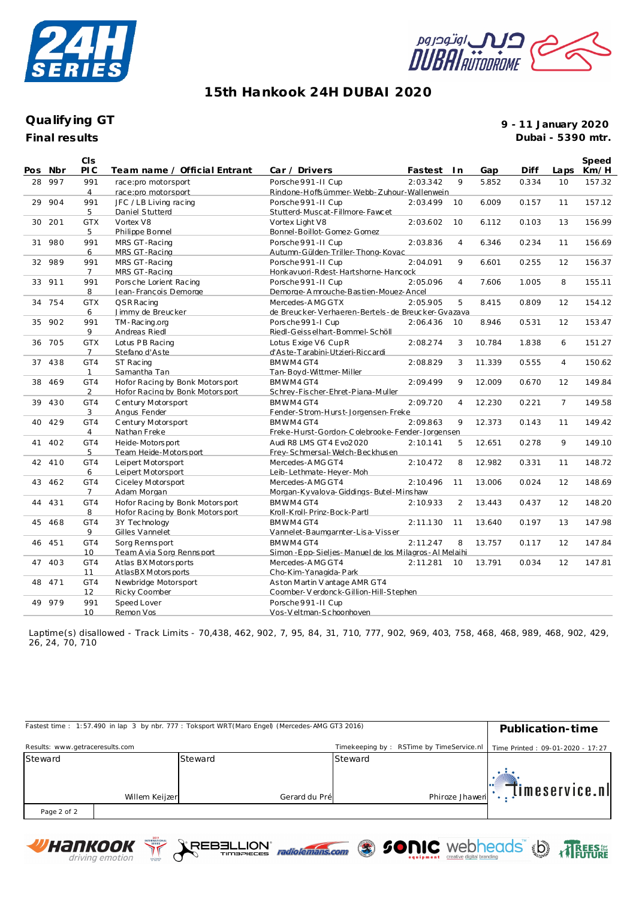# 15th Hankook 24H DUBAI 2020

## Qualifying GT

**Final results**

**9 - 11 January 2020**
**Dubai - 5390 mtr.**

| Pos | Nbr | Cls | PIC | Team name / Official Entrant | Car / Drivers | Fastest | In | Gap | Diff | Laps | Speed Km/H |
|---|---|---|---|---|---|---|---|---|---|---|---|
| 28 | 997 | 991 | 4 | race:pro motorsport<br>race:pro motorsport | Porsche 991-II Cup<br>Rindone-Hoffsümmer-Webb-Zuhour-Wallenwein | 2:03.342 | 9 | 5.852 | 0.334 | 10 | 157.32 |
| 29 | 904 | 991 | 5 | JFC / LB Living racing<br>Daniel Stutterd | Porsche 991-II Cup<br>Stutterd-Muscat-Fillmore-Fawcet | 2:03.499 | 10 | 6.009 | 0.157 | 11 | 157.12 |
| 30 | 201 | GTX | 5 | Vortex V8<br>Philippe Bonnel | Vortex Light V8<br>Bonnel-Boillot-Gomez-Gomez | 2:03.602 | 10 | 6.112 | 0.103 | 13 | 156.99 |
| 31 | 980 | 991 | 6 | MRS GT-Racing<br>MRS GT-Racing | Porsche 991-II Cup<br>Autumn-Gülden-Triller-Thong-Kovac | 2:03.836 | 4 | 6.346 | 0.234 | 11 | 156.69 |
| 32 | 989 | 991 | 7 | MRS GT-Racing<br>MRS GT-Racing | Porsche 991-II Cup<br>Honkavuori-Rdest-Hartshorne-Hancock | 2:04.091 | 9 | 6.601 | 0.255 | 12 | 156.37 |
| 33 | 911 | 991 | 8 | Porsche Lorient Racing<br>Jean-Francois Demorge | Porsche 991-II Cup<br>Demorge-Amrouche-Bastien-Mouez-Ancel | 2:05.096 | 4 | 7.606 | 1.005 | 8 | 155.11 |
| 34 | 754 | GTX | 6 | QSR Racing<br>Jimmy de Breucker | Mercedes-AMG GTX<br>de Breucker-Verhaeren-Bertels-de Breucker-Gvazava | 2:05.905 | 5 | 8.415 | 0.809 | 12 | 154.12 |
| 35 | 902 | 991 | 9 | TM-Racing.org<br>Andreas Riedl | Porsche 991-I Cup<br>Riedl-Geisselhart-Bommel-Schöll | 2:06.436 | 10 | 8.946 | 0.531 | 12 | 153.47 |
| 36 | 705 | GTX | 7 | Lotus PB Racing<br>Stefano d'Aste | Lotus Exige V6 CupR<br>d'Aste-Tarabini-Utzieri-Riccardi | 2:08.274 | 3 | 10.784 | 1.838 | 6 | 151.27 |
| 37 | 438 | GT4 | 1 | ST Racing<br>Samantha Tan | BMW M4 GT4<br>Tan-Boyd-Wittmer-Miller | 2:08.829 | 3 | 11.339 | 0.555 | 4 | 150.62 |
| 38 | 469 | GT4 | 2 | Hofor Racing by Bonk Motorsport<br>Hofor Racing by Bonk Motorsport | BMW M4 GT4<br>Schrey-Fischer-Ehret-Piana-Muller | 2:09.499 | 9 | 12.009 | 0.670 | 12 | 149.84 |
| 39 | 430 | GT4 | 3 | Century Motorsport<br>Angus Fender | BMW M4 GT4<br>Fender-Strom-Hurst-Jorgensen-Freke | 2:09.720 | 4 | 12.230 | 0.221 | 7 | 149.58 |
| 40 | 429 | GT4 | 4 | Century Motorsport<br>Nathan Freke | BMW M4 GT4<br>Freke-Hurst-Gordon-Colebrooke-Fender-Jorgensen | 2:09.863 | 9 | 12.373 | 0.143 | 11 | 149.42 |
| 41 | 402 | GT4 | 5 | Heide-Motorsport<br>Team Heide-Motorsport | Audi R8 LMS GT4 Evo2020<br>Frey-Schmersal-Welch-Beckhusen | 2:10.141 | 5 | 12.651 | 0.278 | 9 | 149.10 |
| 42 | 410 | GT4 | 6 | Leipert Motorsport<br>Leipert Motorsport | Mercedes-AMG GT4<br>Leib-Lethmate-Heyer-Moh | 2:10.472 | 8 | 12.982 | 0.331 | 11 | 148.72 |
| 43 | 462 | GT4 | 7 | Ciceley Motorsport<br>Adam Morgan | Mercedes-AMG GT4<br>Morgan-Kyvalova-Giddings-Butel-Minshaw | 2:10.496 | 11 | 13.006 | 0.024 | 12 | 148.69 |
| 44 | 431 | GT4 | 8 | Hofor Racing by Bonk Motorsport<br>Hofor Racing by Bonk Motorsport | BMW M4 GT4<br>Kroll-Kroll-Prinz-Bock-Partl | 2:10.933 | 2 | 13.443 | 0.437 | 12 | 148.20 |
| 45 | 468 | GT4 | 9 | 3Y Technology<br>Gilles Vannelet | BMW M4 GT4<br>Vannelet-Baumgarnter-Lisa-Visser | 2:11.130 | 11 | 13.640 | 0.197 | 13 | 147.98 |
| 46 | 451 | GT4 | 10 | Sorg Rennsport<br>Team Avia Sorg Rennsport | BMW M4 GT4<br>Simon-Epp-Sieljes-Manuel de los Milagros-Al Melaihi | 2:11.247 | 8 | 13.757 | 0.117 | 12 | 147.84 |
| 47 | 403 | GT4 | 11 | Atlas BX Motorsports<br>Atlas BX Motorsports | Mercedes-AMG GT4<br>Cho-Kim-Yanagida-Park | 2:11.281 | 10 | 13.791 | 0.034 | 12 | 147.81 |
| 48 | 471 | GT4 | 12 | Newbridge Motorsport<br>Ricky Coomber | Aston Martin Vantage AMR GT4<br>Coomber-Verdonck-Gillion-Hill-Stephen | | | | | | |
| 49 | 979 | 991 | 10 | Speed Lover<br>Remon Vos | Porsche 991-II Cup<br>Vos-Veltman-Schoonhoven | | | | | | |

Laptime(s) disallowed - Track Limits - 70,438, 462, 902, 7, 95, 84, 31, 710, 777, 902, 969, 403, 758, 468, 468, 989, 468, 902, 429, 26, 24, 70, 710

Fastest time : 1:57.490 in lap 3 by nbr. 777 : Toksport WRT(Maro Engel) (Mercedes-AMG GT3 2016)

**Publication-time**

Results: www.getraceresults.com

Timekeeping by : RSTime by TimeService.nl

Time Printed : 09-01-2020 - 17:27

| Steward | Steward | Steward |
|---|---|---|
| Willem Keijzer | Gerard du Pré | Phiroze Jhaveri |